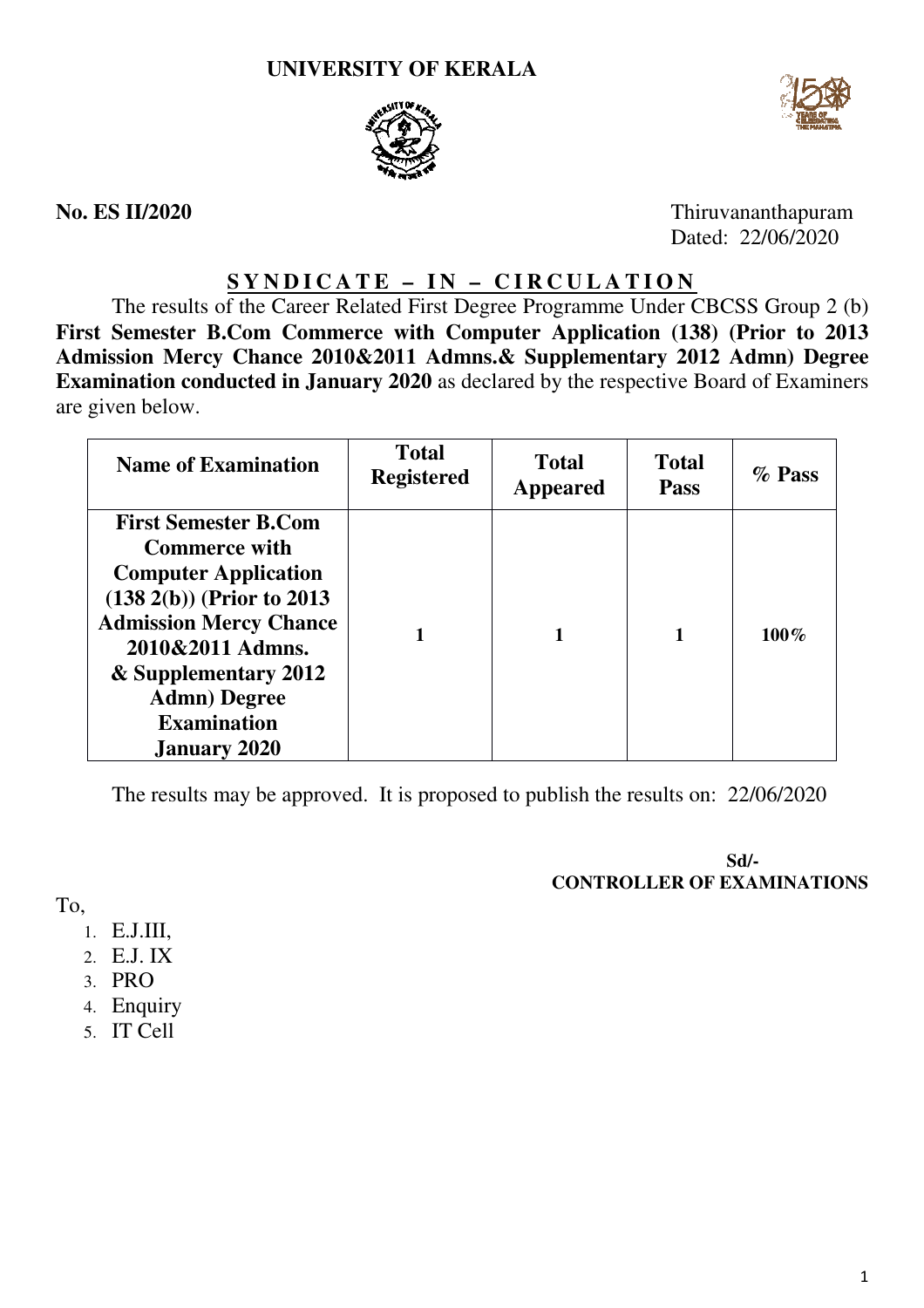# UNIVERSITY OF KERALA

**No. ES II/2020**

Thiruvananthapuram
Dated: 22/06/2020

## S Y N D I C A T E – I N – C I R C U L A T I O N

The results of the Career Related First Degree Programme Under CBCSS Group 2 (b) **First Semester B.Com Commerce with Computer Application (138) (Prior to 2013 Admission Mercy Chance 2010&2011 Admns.& Supplementary 2012 Admn) Degree Examination conducted in January 2020** as declared by the respective Board of Examiners are given below.

| Name of Examination | Total Registered | Total Appeared | Total Pass | % Pass |
|---|---|---|---|---|
| **First Semester B.Com Commerce with Computer Application (138 2(b)) (Prior to 2013 Admission Mercy Chance 2010&2011 Admns. & Supplementary 2012 Admn) Degree Examination January 2020** | **1** | **1** | **1** | **100%** |

The results may be approved. It is proposed to publish the results on: 22/06/2020

**Sd/-**
**CONTROLLER OF EXAMINATIONS**

To,

1. E.J.III,
2. E.J. IX
3. PRO
4. Enquiry
5. IT Cell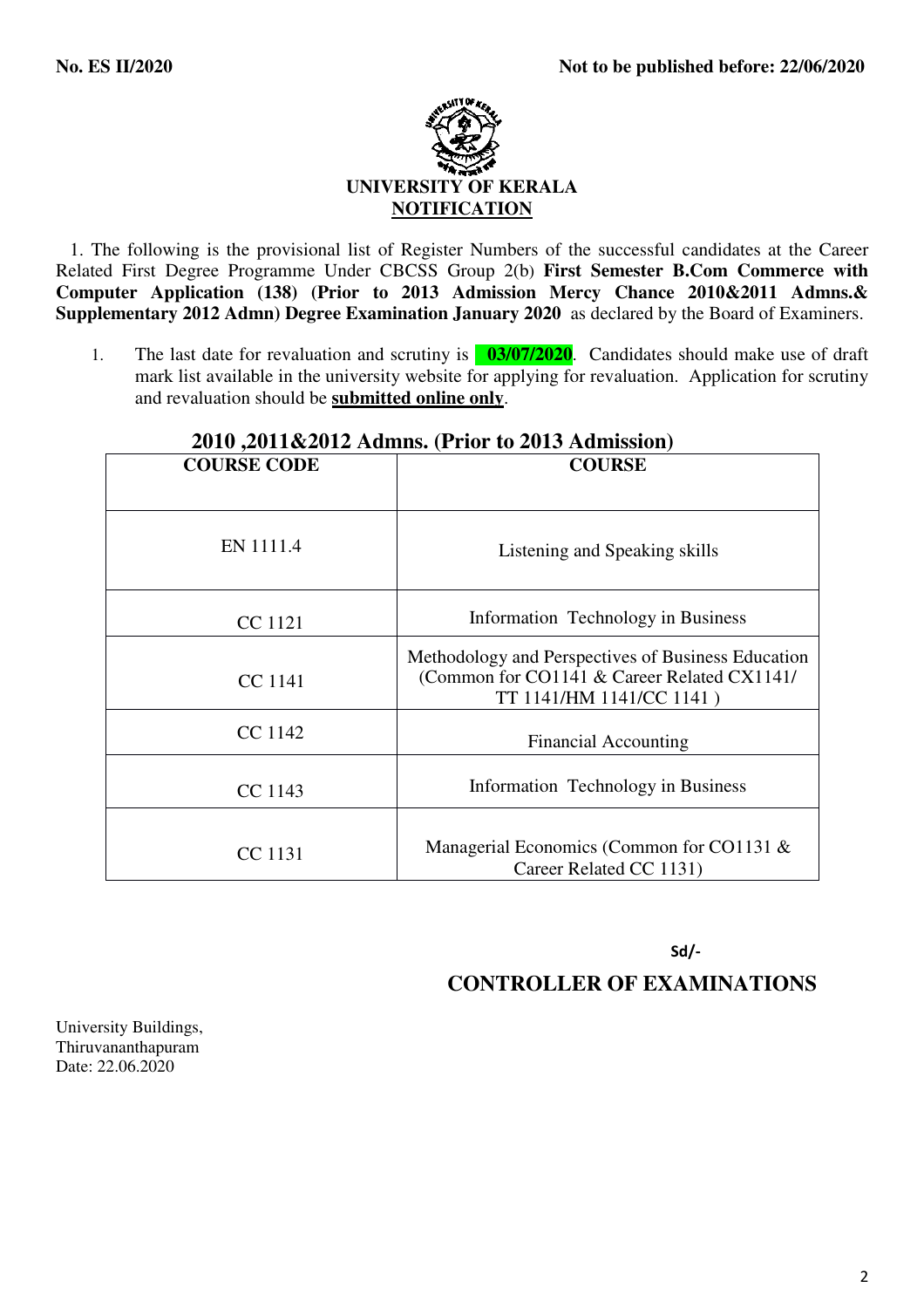**No. ES II/2020** **Not to be published before: 22/06/2020**

**UNIVERSITY OF KERALA**

**NOTIFICATION**

1. The following is the provisional list of Register Numbers of the successful candidates at the Career Related First Degree Programme Under CBCSS Group 2(b) **First Semester B.Com Commerce with Computer Application (138) (Prior to 2013 Admission Mercy Chance 2010&2011 Admns.& Supplementary 2012 Admn) Degree Examination January 2020** as declared by the Board of Examiners.

1. The last date for revaluation and scrutiny is **03/07/2020**. Candidates should make use of draft mark list available in the university website for applying for revaluation. Application for scrutiny and revaluation should be **submitted online only**.

**2010 ,2011&2012 Admns. (Prior to 2013 Admission)**

| COURSE CODE | COURSE |
|---|---|
| EN 1111.4 | Listening and Speaking skills |
| CC 1121 | Information Technology in Business |
| CC 1141 | Methodology and Perspectives of Business Education (Common for CO1141 & Career Related CX1141/ TT 1141/HM 1141/CC 1141 ) |
| CC 1142 | Financial Accounting |
| CC 1143 | Information Technology in Business |
| CC 1131 | Managerial Economics (Common for CO1131 & Career Related CC 1131) |

Sd/-

**CONTROLLER OF EXAMINATIONS**

University Buildings,
Thiruvananthapuram
Date: 22.06.2020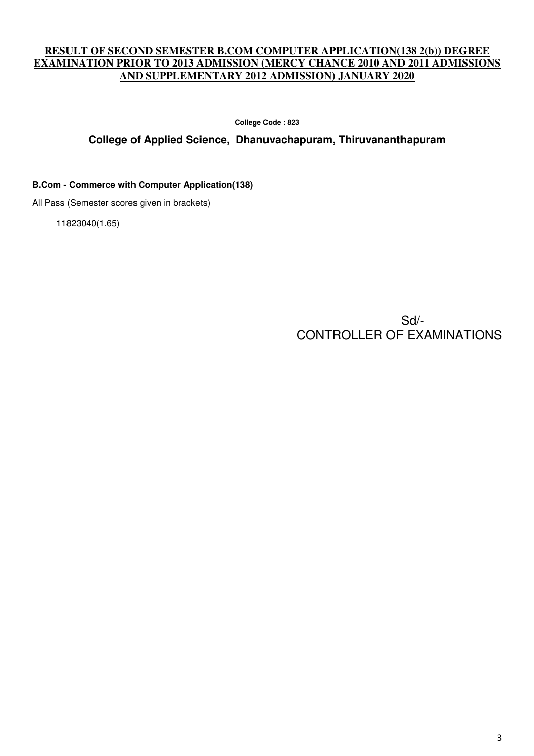## RESULT OF SECOND SEMESTER B.COM COMPUTER APPLICATION(138 2(b)) DEGREE EXAMINATION PRIOR TO 2013 ADMISSION (MERCY CHANCE 2010 AND 2011 ADMISSIONS AND SUPPLEMENTARY 2012 ADMISSION) JANUARY 2020

**College Code : 823**

### College of Applied Science, Dhanuvachapuram, Thiruvananthapuram

**B.Com - Commerce with Computer Application(138)**

All Pass (Semester scores given in brackets)

11823040(1.65)

Sd/-
CONTROLLER OF EXAMINATIONS